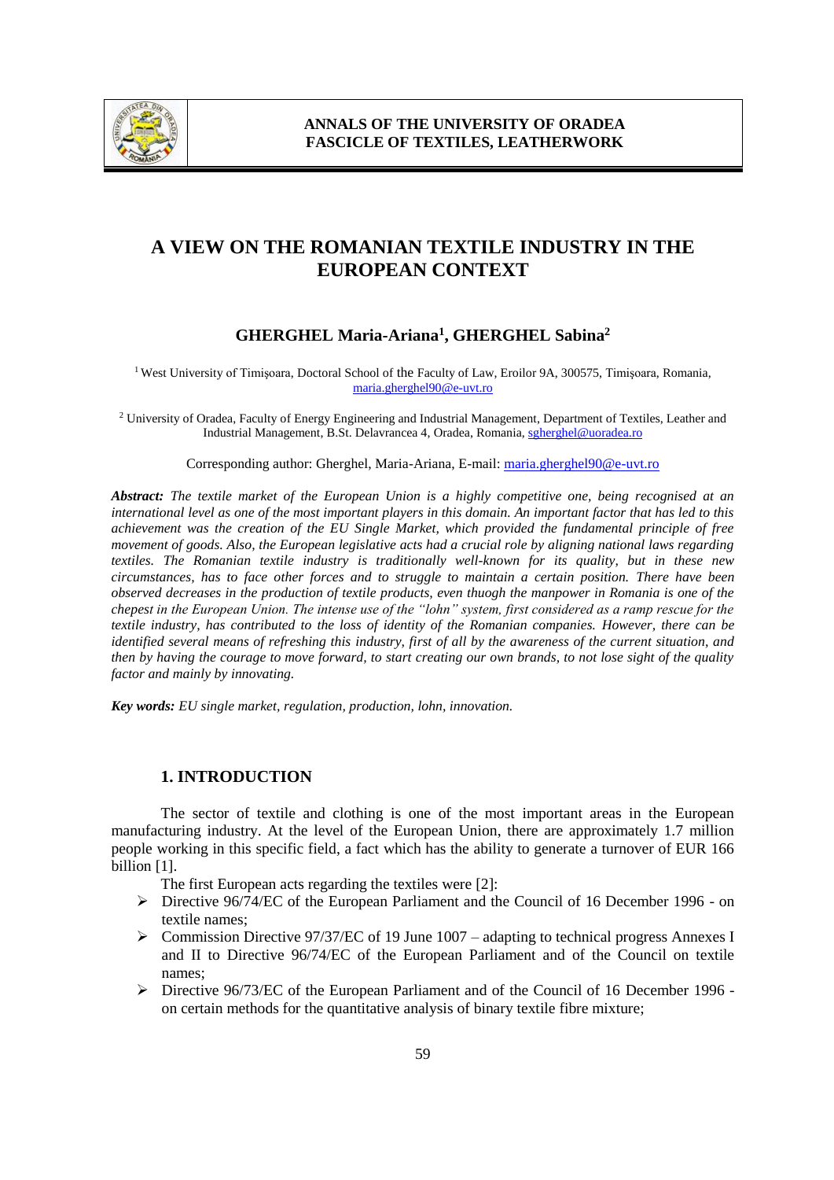# A VIEW ON THE ROMANIAN TEXTILE INDUSTRY IN THE EUROPEAN CONTEXT

**GHERGHEL Maria-Ariana[1], GHERGHEL Sabina[2]**

[1] West University of Timişoara, Doctoral School of the Faculty of Law, Eroilor 9A, 300575, Timişoara, Romania, maria.gherghel90@e-uvt.ro

[2] University of Oradea, Faculty of Energy Engineering and Industrial Management, Department of Textiles, Leather and Industrial Management, B.St. Delavrancea 4, Oradea, Romania, sgherghel@uoradea.ro

Corresponding author: Gherghel, Maria-Ariana, E-mail: maria.gherghel90@e-uvt.ro

***Abstract:*** *The textile market of the European Union is a highly competitive one, being recognised at an international level as one of the most important players in this domain. An important factor that has led to this achievement was the creation of the EU Single Market, which provided the fundamental principle of free movement of goods. Also, the European legislative acts had a crucial role by aligning national laws regarding textiles. The Romanian textile industry is traditionally well-known for its quality, but in these new circumstances, has to face other forces and to struggle to maintain a certain position. There have been observed decreases in the production of textile products, even thuogh the manpower in Romania is one of the chepest in the European Union. The intense use of the "lohn" system, first considered as a ramp rescue for the textile industry, has contributed to the loss of identity of the Romanian companies. However, there can be identified several means of refreshing this industry, first of all by the awareness of the current situation, and then by having the courage to move forward, to start creating our own brands, to not lose sight of the quality factor and mainly by innovating.*

***Key words:*** *EU single market, regulation, production, lohn, innovation.*

## 1. INTRODUCTION

The sector of textile and clothing is one of the most important areas in the European manufacturing industry. At the level of the European Union, there are approximately 1.7 million people working in this specific field, a fact which has the ability to generate a turnover of EUR 166 billion [1].

The first European acts regarding the textiles were [2]:

- Directive 96/74/EC of the European Parliament and the Council of 16 December 1996 - on textile names;
- Commission Directive 97/37/EC of 19 June 1007 – adapting to technical progress Annexes I and II to Directive 96/74/EC of the European Parliament and of the Council on textile names;
- Directive 96/73/EC of the European Parliament and of the Council of 16 December 1996 - on certain methods for the quantitative analysis of binary textile fibre mixture;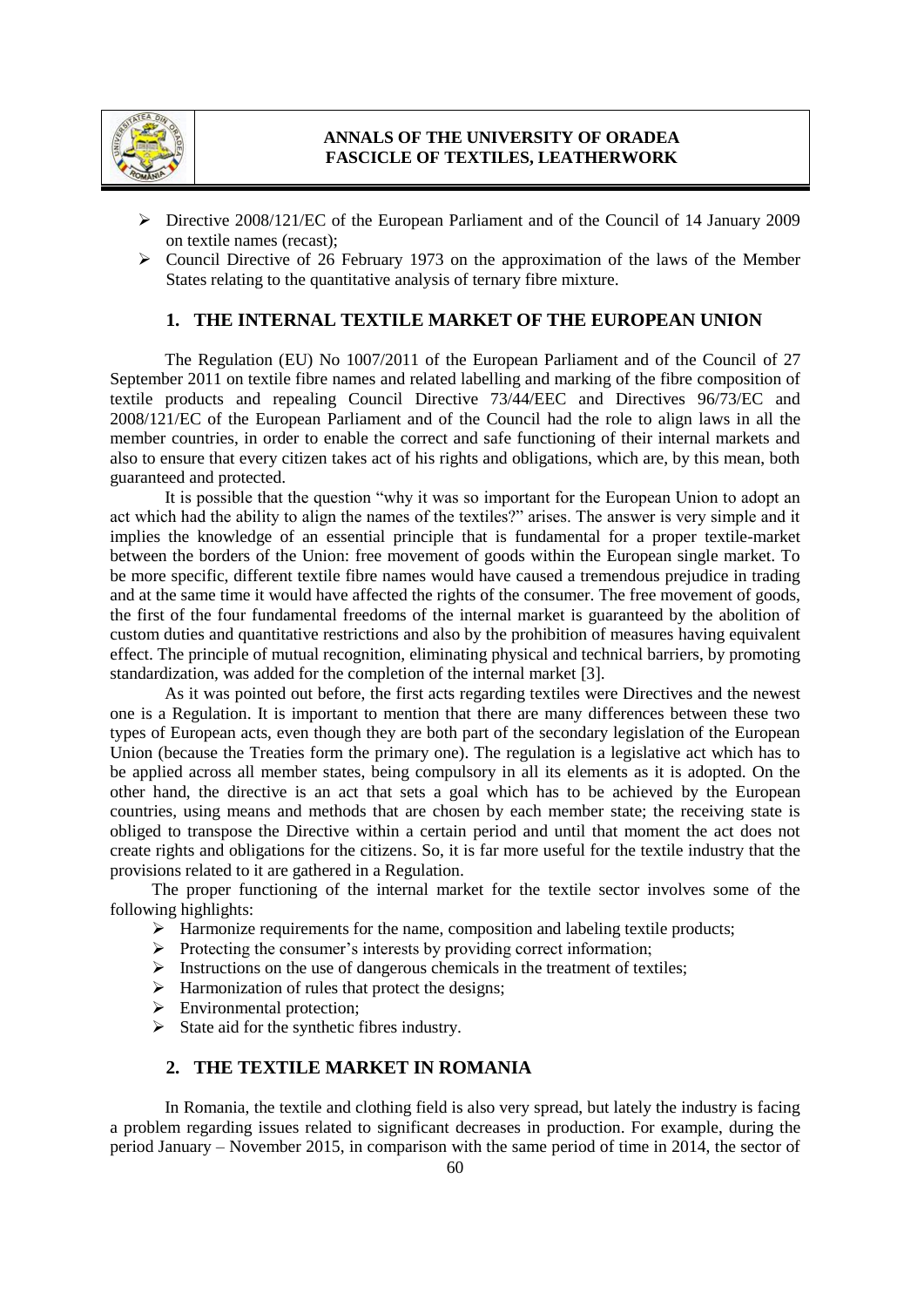- Directive 2008/121/EC of the European Parliament and of the Council of 14 January 2009 on textile names (recast);
- Council Directive of 26 February 1973 on the approximation of the laws of the Member States relating to the quantitative analysis of ternary fibre mixture.

## 1. THE INTERNAL TEXTILE MARKET OF THE EUROPEAN UNION

The Regulation (EU) No 1007/2011 of the European Parliament and of the Council of 27 September 2011 on textile fibre names and related labelling and marking of the fibre composition of textile products and repealing Council Directive 73/44/EEC and Directives 96/73/EC and 2008/121/EC of the European Parliament and of the Council had the role to align laws in all the member countries, in order to enable the correct and safe functioning of their internal markets and also to ensure that every citizen takes act of his rights and obligations, which are, by this mean, both guaranteed and protected.

It is possible that the question "why it was so important for the European Union to adopt an act which had the ability to align the names of the textiles?" arises. The answer is very simple and it implies the knowledge of an essential principle that is fundamental for a proper textile-market between the borders of the Union: free movement of goods within the European single market. To be more specific, different textile fibre names would have caused a tremendous prejudice in trading and at the same time it would have affected the rights of the consumer. The free movement of goods, the first of the four fundamental freedoms of the internal market is guaranteed by the abolition of custom duties and quantitative restrictions and also by the prohibition of measures having equivalent effect. The principle of mutual recognition, eliminating physical and technical barriers, by promoting standardization, was added for the completion of the internal market [3].

As it was pointed out before, the first acts regarding textiles were Directives and the newest one is a Regulation. It is important to mention that there are many differences between these two types of European acts, even though they are both part of the secondary legislation of the European Union (because the Treaties form the primary one). The regulation is a legislative act which has to be applied across all member states, being compulsory in all its elements as it is adopted. On the other hand, the directive is an act that sets a goal which has to be achieved by the European countries, using means and methods that are chosen by each member state; the receiving state is obliged to transpose the Directive within a certain period and until that moment the act does not create rights and obligations for the citizens. So, it is far more useful for the textile industry that the provisions related to it are gathered in a Regulation.

The proper functioning of the internal market for the textile sector involves some of the following highlights:

- Harmonize requirements for the name, composition and labeling textile products;
- Protecting the consumer's interests by providing correct information;
- Instructions on the use of dangerous chemicals in the treatment of textiles;
- Harmonization of rules that protect the designs;
- Environmental protection;
- State aid for the synthetic fibres industry.

## 2. THE TEXTILE MARKET IN ROMANIA

In Romania, the textile and clothing field is also very spread, but lately the industry is facing a problem regarding issues related to significant decreases in production. For example, during the period January – November 2015, in comparison with the same period of time in 2014, the sector of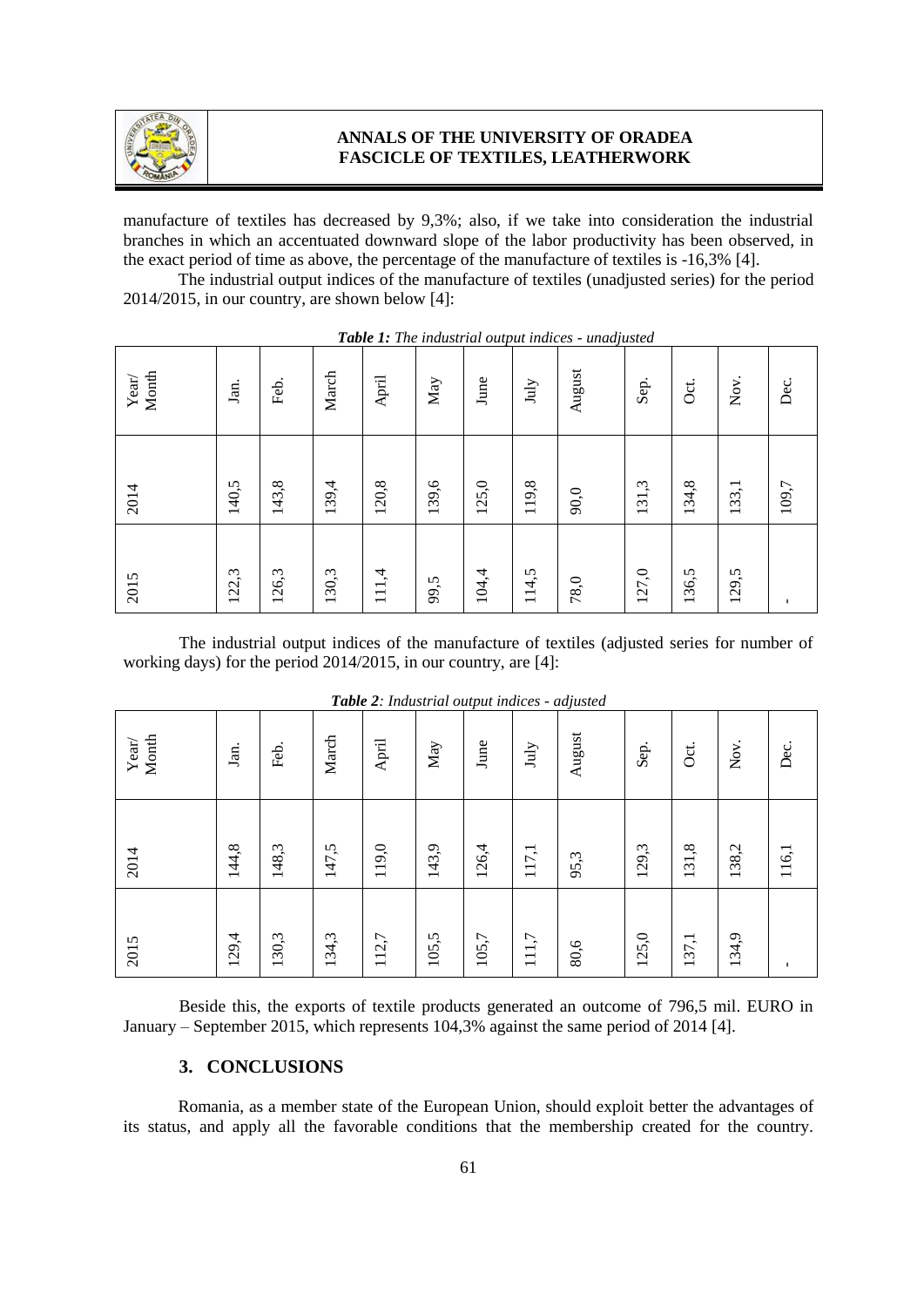manufacture of textiles has decreased by 9,3%; also, if we take into consideration the industrial branches in which an accentuated downward slope of the labor productivity has been observed, in the exact period of time as above, the percentage of the manufacture of textiles is -16,3% [4].

The industrial output indices of the manufacture of textiles (unadjusted series) for the period 2014/2015, in our country, are shown below [4]:

***Table 1:*** *The industrial output indices - unadjusted*

| Year/ Month | Jan. | Feb. | March | April | May | June | July | August | Sep. | Oct. | Nov. | Dec. |
|---|---|---|---|---|---|---|---|---|---|---|---|---|
| 2014 | 140,5 | 143,8 | 139,4 | 120,8 | 139,6 | 125,0 | 119,8 | 90,0 | 131,3 | 134,8 | 133,1 | 109,7 |
| 2015 | 122,3 | 126,3 | 130,3 | 111,4 | 99,5 | 104,4 | 114,5 | 78,0 | 127,0 | 136,5 | 129,5 | - |

The industrial output indices of the manufacture of textiles (adjusted series for number of working days) for the period 2014/2015, in our country, are [4]:

***Table 2****: Industrial output indices - adjusted*

| Year/ Month | Jan. | Feb. | March | April | May | June | July | August | Sep. | Oct. | Nov. | Dec. |
|---|---|---|---|---|---|---|---|---|---|---|---|---|
| 2014 | 144,8 | 148,3 | 147,5 | 119,0 | 143,9 | 126,4 | 117,1 | 95,3 | 129,3 | 131,8 | 138,2 | 116,1 |
| 2015 | 129,4 | 130,3 | 134,3 | 112,7 | 105,5 | 105,7 | 111,7 | 80,6 | 125,0 | 137,1 | 134,9 | - |

Beside this, the exports of textile products generated an outcome of 796,5 mil. EURO in January – September 2015, which represents 104,3% against the same period of 2014 [4].

## 3. CONCLUSIONS

Romania, as a member state of the European Union, should exploit better the advantages of its status, and apply all the favorable conditions that the membership created for the country.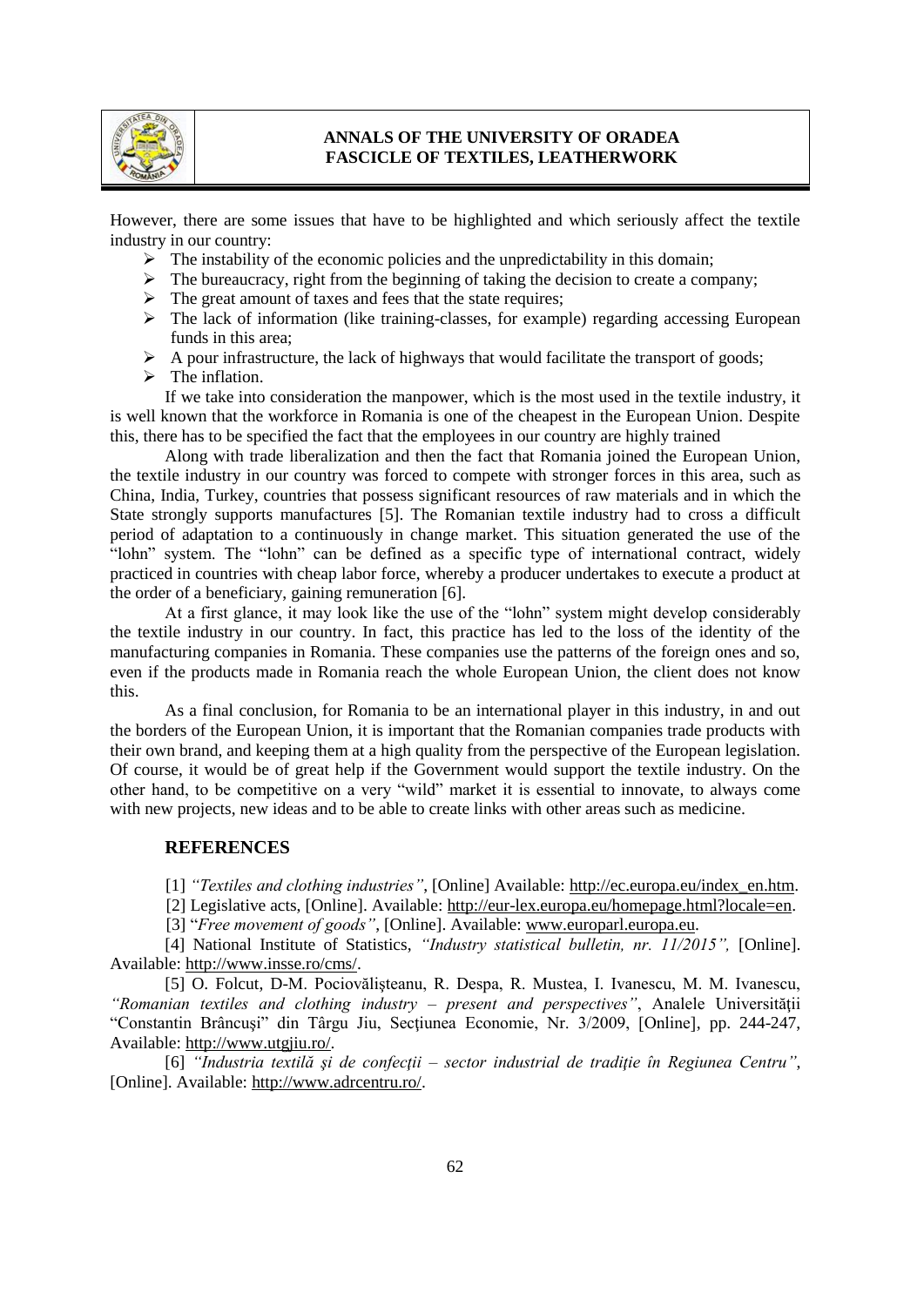However, there are some issues that have to be highlighted and which seriously affect the textile industry in our country:

- The instability of the economic policies and the unpredictability in this domain;
- The bureaucracy, right from the beginning of taking the decision to create a company;
- The great amount of taxes and fees that the state requires;
- The lack of information (like training-classes, for example) regarding accessing European funds in this area;
- A pour infrastructure, the lack of highways that would facilitate the transport of goods;
- The inflation.

If we take into consideration the manpower, which is the most used in the textile industry, it is well known that the workforce in Romania is one of the cheapest in the European Union. Despite this, there has to be specified the fact that the employees in our country are highly trained

Along with trade liberalization and then the fact that Romania joined the European Union, the textile industry in our country was forced to compete with stronger forces in this area, such as China, India, Turkey, countries that possess significant resources of raw materials and in which the State strongly supports manufactures [5]. The Romanian textile industry had to cross a difficult period of adaptation to a continuously in change market. This situation generated the use of the "lohn" system. The "lohn" can be defined as a specific type of international contract, widely practiced in countries with cheap labor force, whereby a producer undertakes to execute a product at the order of a beneficiary, gaining remuneration [6].

At a first glance, it may look like the use of the "lohn" system might develop considerably the textile industry in our country. In fact, this practice has led to the loss of the identity of the manufacturing companies in Romania. These companies use the patterns of the foreign ones and so, even if the products made in Romania reach the whole European Union, the client does not know this.

As a final conclusion, for Romania to be an international player in this industry, in and out the borders of the European Union, it is important that the Romanian companies trade products with their own brand, and keeping them at a high quality from the perspective of the European legislation. Of course, it would be of great help if the Government would support the textile industry. On the other hand, to be competitive on a very "wild" market it is essential to innovate, to always come with new projects, new ideas and to be able to create links with other areas such as medicine.

## REFERENCES

[1] *"Textiles and clothing industries"*, [Online] Available: http://ec.europa.eu/index_en.htm.

[2] Legislative acts, [Online]. Available: http://eur-lex.europa.eu/homepage.html?locale=en.

[3] "*Free movement of goods"*, [Online]. Available: www.europarl.europa.eu.

[4] National Institute of Statistics, *"Industry statistical bulletin, nr. 11/2015",* [Online]. Available: http://www.insse.ro/cms/.

[5] O. Folcut, D-M. Pociovălişteanu, R. Despa, R. Mustea, I. Ivanescu, M. M. Ivanescu, *"Romanian textiles and clothing industry – present and perspectives"*, Analele Universităţii "Constantin Brâncuşi" din Târgu Jiu, Secţiunea Economie, Nr. 3/2009, [Online], pp. 244-247, Available: http://www.utgjiu.ro/.

[6] *"Industria textilă şi de confecţii – sector industrial de tradiţie în Regiunea Centru"*, [Online]. Available: http://www.adrcentru.ro/.